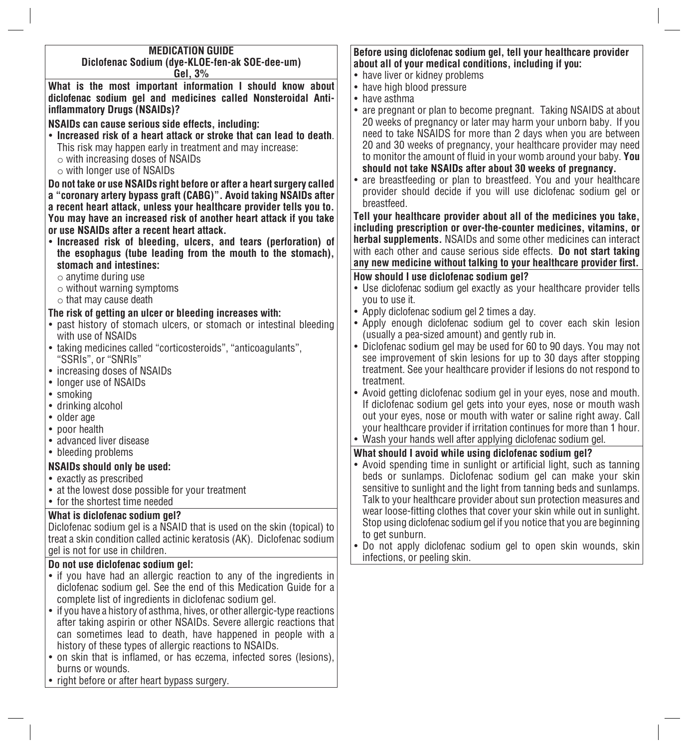# MEDICATION GUIDE
## Diclofenac Sodium (dye-KLOE-fen-ak SOE-dee-um)
## Gel, 3%

**What is the most important information I should know about diclofenac sodium gel and medicines called Nonsteroidal Anti-inflammatory Drugs (NSAIDs)?**

**NSAIDs can cause serious side effects, including:**

- **Increased risk of a heart attack or stroke that can lead to death**. This risk may happen early in treatment and may increase:
  - with increasing doses of NSAIDs
  - with longer use of NSAIDs

**Do not take or use NSAIDs right before or after a heart surgery called a "coronary artery bypass graft (CABG)". Avoid taking NSAIDs after a recent heart attack, unless your healthcare provider tells you to. You may have an increased risk of another heart attack if you take or use NSAIDs after a recent heart attack.**

- **Increased risk of bleeding, ulcers, and tears (perforation) of the esophagus (tube leading from the mouth to the stomach), stomach and intestines:**
  - anytime during use
  - without warning symptoms
  - that may cause death

**The risk of getting an ulcer or bleeding increases with:**

- past history of stomach ulcers, or stomach or intestinal bleeding with use of NSAIDs
- taking medicines called "corticosteroids", "anticoagulants", "SSRIs", or "SNRIs"
- increasing doses of NSAIDs
- longer use of NSAIDs
- smoking
- drinking alcohol
- older age
- poor health
- advanced liver disease
- bleeding problems

**NSAIDs should only be used:**

- exactly as prescribed
- at the lowest dose possible for your treatment
- for the shortest time needed

**What is diclofenac sodium gel?**

Diclofenac sodium gel is a NSAID that is used on the skin (topical) to treat a skin condition called actinic keratosis (AK). Diclofenac sodium gel is not for use in children.

**Do not use diclofenac sodium gel:**

- if you have had an allergic reaction to any of the ingredients in diclofenac sodium gel. See the end of this Medication Guide for a complete list of ingredients in diclofenac sodium gel.
- if you have a history of asthma, hives, or other allergic-type reactions after taking aspirin or other NSAIDs. Severe allergic reactions that can sometimes lead to death, have happened in people with a history of these types of allergic reactions to NSAIDs.
- on skin that is inflamed, or has eczema, infected sores (lesions), burns or wounds.
- right before or after heart bypass surgery.

**Before using diclofenac sodium gel, tell your healthcare provider about all of your medical conditions, including if you:**

- have liver or kidney problems
- have high blood pressure
- have asthma
- are pregnant or plan to become pregnant. Taking NSAIDS at about 20 weeks of pregnancy or later may harm your unborn baby. If you need to take NSAIDS for more than 2 days when you are between 20 and 30 weeks of pregnancy, your healthcare provider may need to monitor the amount of fluid in your womb around your baby. **You should not take NSAIDs after about 30 weeks of pregnancy.**
- are breastfeeding or plan to breastfeed. You and your healthcare provider should decide if you will use diclofenac sodium gel or breastfeed.

**Tell your healthcare provider about all of the medicines you take, including prescription or over-the-counter medicines, vitamins, or herbal supplements.** NSAIDs and some other medicines can interact with each other and cause serious side effects. **Do not start taking any new medicine without talking to your healthcare provider first.**

**How should I use diclofenac sodium gel?**

- Use diclofenac sodium gel exactly as your healthcare provider tells you to use it.
- Apply diclofenac sodium gel 2 times a day.
- Apply enough diclofenac sodium gel to cover each skin lesion (usually a pea-sized amount) and gently rub in.
- Diclofenac sodium gel may be used for 60 to 90 days. You may not see improvement of skin lesions for up to 30 days after stopping treatment. See your healthcare provider if lesions do not respond to treatment.
- Avoid getting diclofenac sodium gel in your eyes, nose and mouth. If diclofenac sodium gel gets into your eyes, nose or mouth wash out your eyes, nose or mouth with water or saline right away. Call your healthcare provider if irritation continues for more than 1 hour.
- Wash your hands well after applying diclofenac sodium gel.

**What should I avoid while using diclofenac sodium gel?**

- Avoid spending time in sunlight or artificial light, such as tanning beds or sunlamps. Diclofenac sodium gel can make your skin sensitive to sunlight and the light from tanning beds and sunlamps. Talk to your healthcare provider about sun protection measures and wear loose-fitting clothes that cover your skin while out in sunlight. Stop using diclofenac sodium gel if you notice that you are beginning to get sunburn.
- Do not apply diclofenac sodium gel to open skin wounds, skin infections, or peeling skin.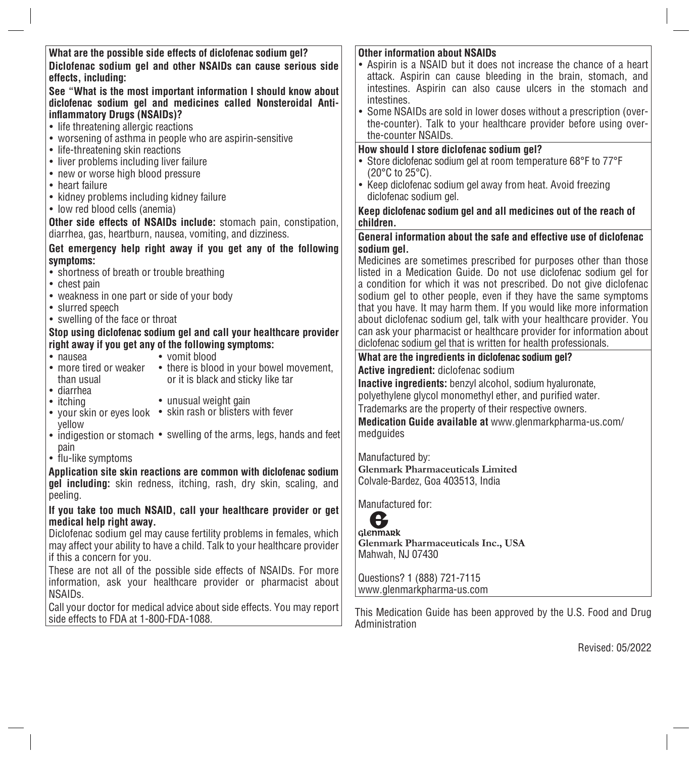**What are the possible side effects of diclofenac sodium gel?**

**Diclofenac sodium gel and other NSAIDs can cause serious side effects, including:**

**See "What is the most important information I should know about diclofenac sodium gel and medicines called Nonsteroidal Anti-inflammatory Drugs (NSAIDs)?**

- life threatening allergic reactions
- worsening of asthma in people who are aspirin-sensitive
- life-threatening skin reactions
- liver problems including liver failure
- new or worse high blood pressure
- heart failure
- kidney problems including kidney failure
- low red blood cells (anemia)

**Other side effects of NSAIDs include:** stomach pain, constipation, diarrhea, gas, heartburn, nausea, vomiting, and dizziness.

**Get emergency help right away if you get any of the following symptoms:**

- shortness of breath or trouble breathing
- chest pain
- weakness in one part or side of your body
- slurred speech
- swelling of the face or throat

**Stop using diclofenac sodium gel and call your healthcare provider right away if you get any of the following symptoms:**

- nausea
- more tired or weaker than usual
- diarrhea
- itching
- your skin or eyes look yellow
- indigestion or stomach pain
- flu-like symptoms
- vomit blood
- there is blood in your bowel movement, or it is black and sticky like tar
- unusual weight gain
- skin rash or blisters with fever
- swelling of the arms, legs, hands and feet

**Application site skin reactions are common with diclofenac sodium gel including:** skin redness, itching, rash, dry skin, scaling, and peeling.

**If you take too much NSAID, call your healthcare provider or get medical help right away.**

Diclofenac sodium gel may cause fertility problems in females, which may affect your ability to have a child. Talk to your healthcare provider if this a concern for you.

These are not all of the possible side effects of NSAIDs. For more information, ask your healthcare provider or pharmacist about NSAIDs.

Call your doctor for medical advice about side effects. You may report side effects to FDA at 1-800-FDA-1088.

**Other information about NSAIDs**

- Aspirin is a NSAID but it does not increase the chance of a heart attack. Aspirin can cause bleeding in the brain, stomach, and intestines. Aspirin can also cause ulcers in the stomach and intestines.
- Some NSAIDs are sold in lower doses without a prescription (over-the-counter). Talk to your healthcare provider before using over-the-counter NSAIDs.

**How should I store diclofenac sodium gel?**

- Store diclofenac sodium gel at room temperature 68°F to 77°F (20°C to 25°C).
- Keep diclofenac sodium gel away from heat. Avoid freezing diclofenac sodium gel.

**Keep diclofenac sodium gel and all medicines out of the reach of children.**

**General information about the safe and effective use of diclofenac sodium gel.**

Medicines are sometimes prescribed for purposes other than those listed in a Medication Guide. Do not use diclofenac sodium gel for a condition for which it was not prescribed. Do not give diclofenac sodium gel to other people, even if they have the same symptoms that you have. It may harm them. If you would like more information about diclofenac sodium gel, talk with your healthcare provider. You can ask your pharmacist or healthcare provider for information about diclofenac sodium gel that is written for health professionals.

**What are the ingredients in diclofenac sodium gel?**

**Active ingredient:** diclofenac sodium

**Inactive ingredients:** benzyl alcohol, sodium hyaluronate, polyethylene glycol monomethyl ether, and purified water.

Trademarks are the property of their respective owners.

**Medication Guide available at** www.glenmarkpharma-us.com/medguides

Manufactured by:
**Glenmark Pharmaceuticals Limited**
Colvale-Bardez, Goa 403513, India

Manufactured for:
Glenmark
**Glenmark Pharmaceuticals Inc., USA**
Mahwah, NJ 07430

Questions? 1 (888) 721-7115
www.glenmarkpharma-us.com

This Medication Guide has been approved by the U.S. Food and Drug Administration

Revised: 05/2022